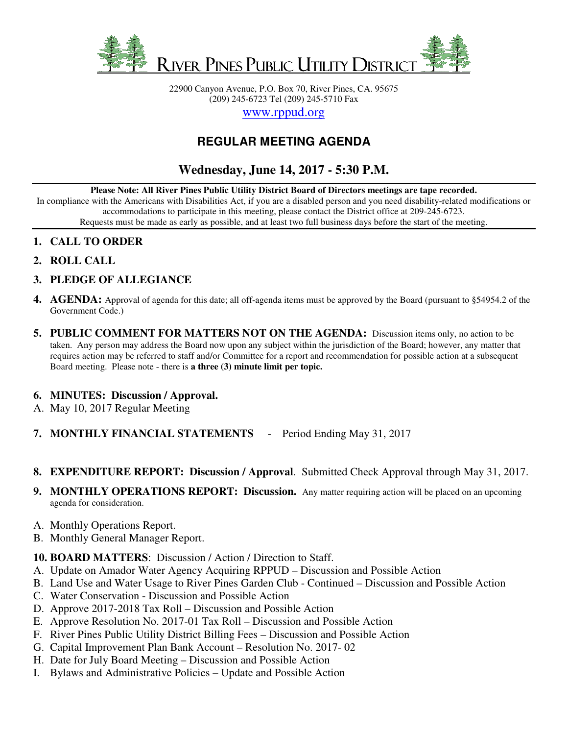# RIVER PINES PUBLIC UTILITY DISTRICT

22900 Canyon Avenue, P.O. Box 70, River Pines, CA. 95675
(209) 245-6723 Tel (209) 245-5710 Fax
www.rppud.org

## REGULAR MEETING AGENDA

## Wednesday, June 14, 2017 - 5:30 P.M.

**Please Note: All River Pines Public Utility District Board of Directors meetings are tape recorded.**
In compliance with the Americans with Disabilities Act, if you are a disabled person and you need disability-related modifications or accommodations to participate in this meeting, please contact the District office at 209-245-6723.
Requests must be made as early as possible, and at least two full business days before the start of the meeting.

1. **CALL TO ORDER**
2. **ROLL CALL**
3. **PLEDGE OF ALLEGIANCE**
4. **AGENDA:** Approval of agenda for this date; all off-agenda items must be approved by the Board (pursuant to §54954.2 of the Government Code.)
5. **PUBLIC COMMENT FOR MATTERS NOT ON THE AGENDA:** Discussion items only, no action to be taken. Any person may address the Board now upon any subject within the jurisdiction of the Board; however, any matter that requires action may be referred to staff and/or Committee for a report and recommendation for possible action at a subsequent Board meeting. Please note - there is **a three (3) minute limit per topic.**

6. **MINUTES: Discussion / Approval.**

A. May 10, 2017 Regular Meeting

7. **MONTHLY FINANCIAL STATEMENTS** - Period Ending May 31, 2017

8. **EXPENDITURE REPORT: Discussion / Approval**. Submitted Check Approval through May 31, 2017.

9. **MONTHLY OPERATIONS REPORT: Discussion.** Any matter requiring action will be placed on an upcoming agenda for consideration.

A. Monthly Operations Report.
B. Monthly General Manager Report.

10. **BOARD MATTERS**: Discussion / Action / Direction to Staff.

A. Update on Amador Water Agency Acquiring RPPUD – Discussion and Possible Action
B. Land Use and Water Usage to River Pines Garden Club - Continued – Discussion and Possible Action
C. Water Conservation - Discussion and Possible Action
D. Approve 2017-2018 Tax Roll – Discussion and Possible Action
E. Approve Resolution No. 2017-01 Tax Roll – Discussion and Possible Action
F. River Pines Public Utility District Billing Fees – Discussion and Possible Action
G. Capital Improvement Plan Bank Account – Resolution No. 2017- 02
H. Date for July Board Meeting – Discussion and Possible Action
I. Bylaws and Administrative Policies – Update and Possible Action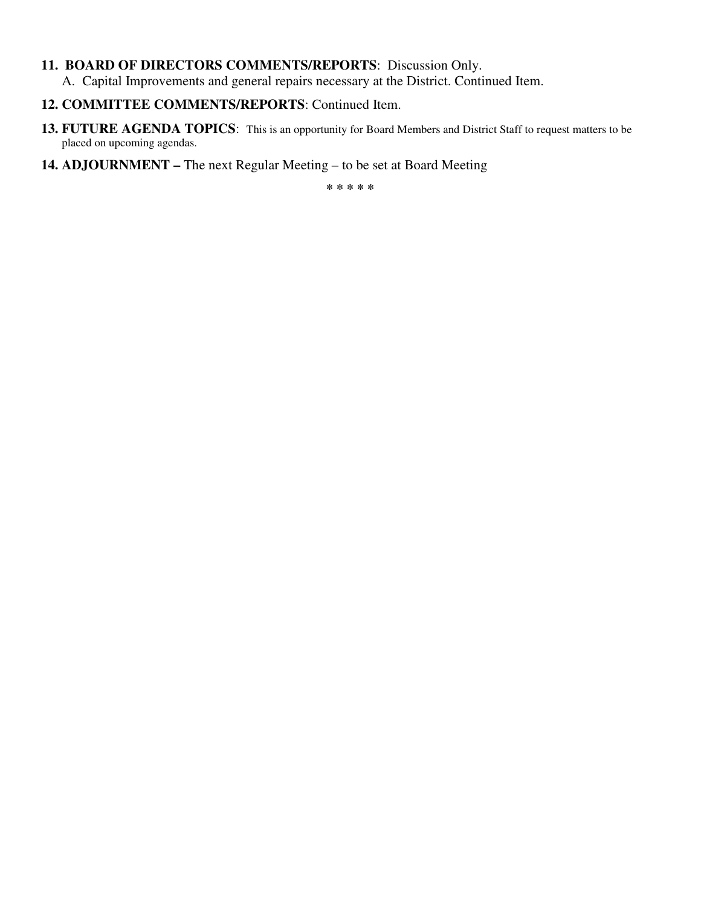**11. BOARD OF DIRECTORS COMMENTS/REPORTS**: Discussion Only.

A. Capital Improvements and general repairs necessary at the District. Continued Item.

**12. COMMITTEE COMMENTS/REPORTS**: Continued Item.

**13. FUTURE AGENDA TOPICS**: This is an opportunity for Board Members and District Staff to request matters to be placed on upcoming agendas.

**14. ADJOURNMENT –** The next Regular Meeting – to be set at Board Meeting

* * * * *